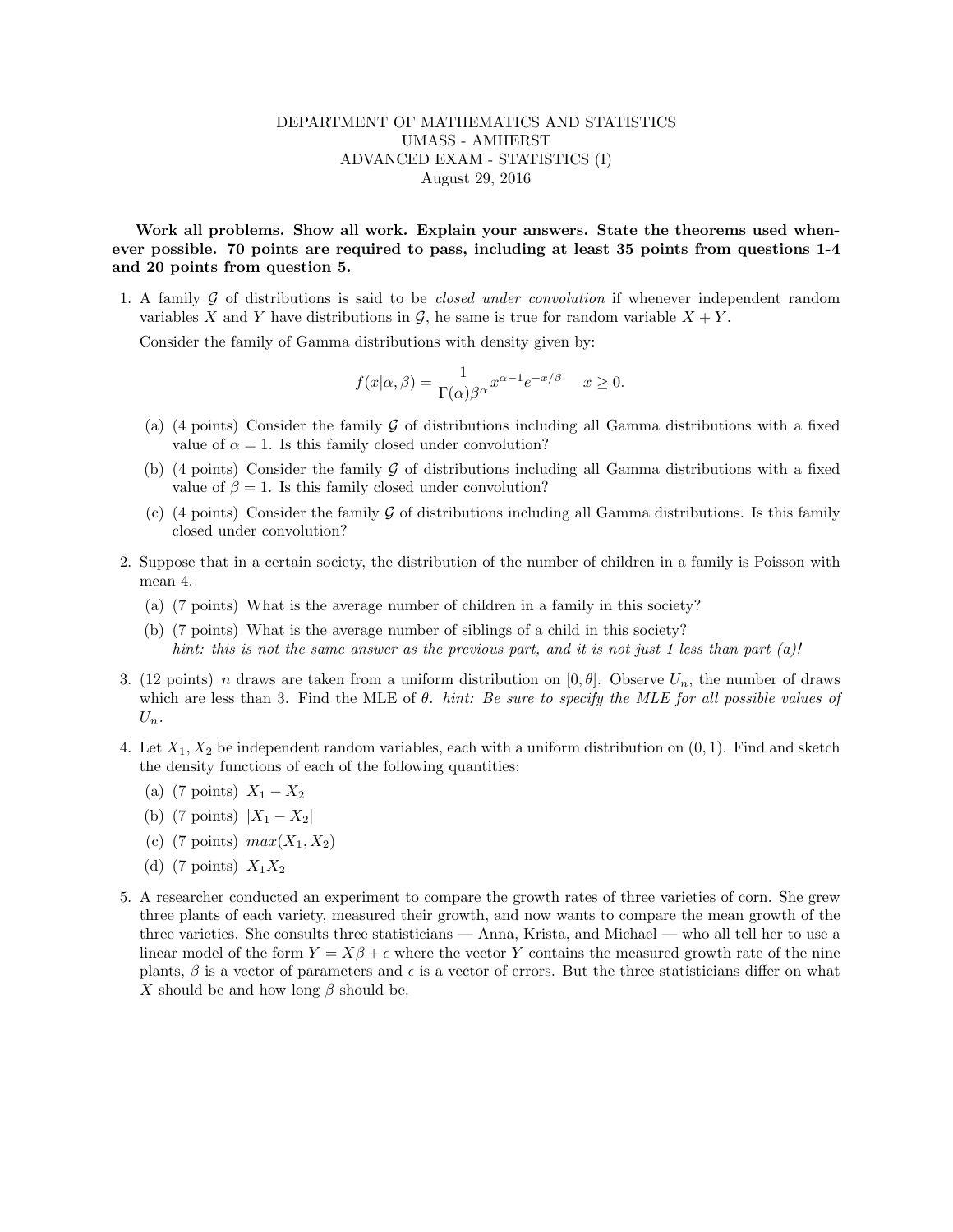DEPARTMENT OF MATHEMATICS AND STATISTICS
UMASS - AMHERST
ADVANCED EXAM - STATISTICS (I)
August 29, 2016

**Work all problems. Show all work. Explain your answers. State the theorems used whenever possible. 70 points are required to pass, including at least 35 points from questions 1-4 and 20 points from question 5.**

1. A family $\mathcal{G}$ of distributions is said to be *closed under convolution* if whenever independent random variables $X$ and $Y$ have distributions in $\mathcal{G}$, he same is true for random variable $X + Y$.

   Consider the family of Gamma distributions with density given by:

   $$f(x|\alpha, \beta) = \frac{1}{\Gamma(\alpha)\beta^{\alpha}} x^{\alpha-1} e^{-x/\beta} \quad x \geq 0.$$

   (a) (4 points) Consider the family $\mathcal{G}$ of distributions including all Gamma distributions with a fixed value of $\alpha = 1$. Is this family closed under convolution?

   (b) (4 points) Consider the family $\mathcal{G}$ of distributions including all Gamma distributions with a fixed value of $\beta = 1$. Is this family closed under convolution?

   (c) (4 points) Consider the family $\mathcal{G}$ of distributions including all Gamma distributions. Is this family closed under convolution?

2. Suppose that in a certain society, the distribution of the number of children in a family is Poisson with mean 4.

   (a) (7 points) What is the average number of children in a family in this society?

   (b) (7 points) What is the average number of siblings of a child in this society?
   *hint: this is not the same answer as the previous part, and it is not just 1 less than part (a)!*

3. (12 points) $n$ draws are taken from a uniform distribution on $[0, \theta]$. Observe $U_n$, the number of draws which are less than 3. Find the MLE of $\theta$. *hint: Be sure to specify the MLE for all possible values of* $U_n$.

4. Let $X_1, X_2$ be independent random variables, each with a uniform distribution on $(0, 1)$. Find and sketch the density functions of each of the following quantities:

   (a) (7 points) $X_1 - X_2$

   (b) (7 points) $|X_1 - X_2|$

   (c) (7 points) $max(X_1, X_2)$

   (d) (7 points) $X_1 X_2$

5. A researcher conducted an experiment to compare the growth rates of three varieties of corn. She grew three plants of each variety, measured their growth, and now wants to compare the mean growth of the three varieties. She consults three statisticians — Anna, Krista, and Michael — who all tell her to use a linear model of the form $Y = X\beta + \epsilon$ where the vector $Y$ contains the measured growth rate of the nine plants, $\beta$ is a vector of parameters and $\epsilon$ is a vector of errors. But the three statisticians differ on what $X$ should be and how long $\beta$ should be.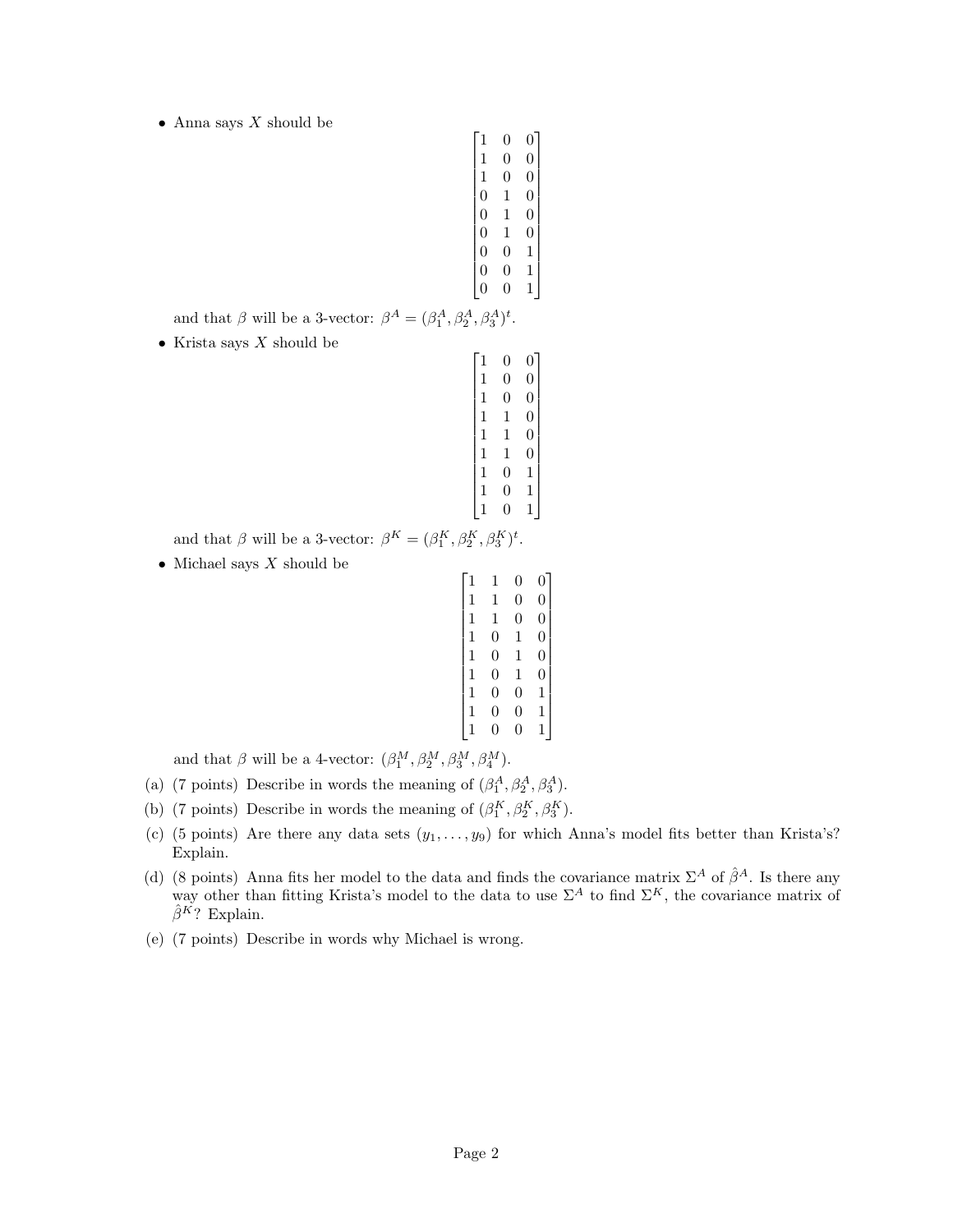- Anna says $X$ should be

$$\begin{bmatrix} 1 & 0 & 0 \\ 1 & 0 & 0 \\ 1 & 0 & 0 \\ 0 & 1 & 0 \\ 0 & 1 & 0 \\ 0 & 1 & 0 \\ 0 & 0 & 1 \\ 0 & 0 & 1 \\ 0 & 0 & 1 \end{bmatrix}$$

  and that $\beta$ will be a 3-vector: $\beta^A = (\beta_1^A, \beta_2^A, \beta_3^A)^t$.

- Krista says $X$ should be

$$\begin{bmatrix} 1 & 0 & 0 \\ 1 & 0 & 0 \\ 1 & 0 & 0 \\ 1 & 1 & 0 \\ 1 & 1 & 0 \\ 1 & 1 & 0 \\ 1 & 0 & 1 \\ 1 & 0 & 1 \\ 1 & 0 & 1 \end{bmatrix}$$

  and that $\beta$ will be a 3-vector: $\beta^K = (\beta_1^K, \beta_2^K, \beta_3^K)^t$.

- Michael says $X$ should be

$$\begin{bmatrix} 1 & 1 & 0 & 0 \\ 1 & 1 & 0 & 0 \\ 1 & 1 & 0 & 0 \\ 1 & 0 & 1 & 0 \\ 1 & 0 & 1 & 0 \\ 1 & 0 & 1 & 0 \\ 1 & 0 & 0 & 1 \\ 1 & 0 & 0 & 1 \\ 1 & 0 & 0 & 1 \end{bmatrix}$$

  and that $\beta$ will be a 4-vector: $(\beta_1^M, \beta_2^M, \beta_3^M, \beta_4^M)$.

(a) (7 points) Describe in words the meaning of $(\beta_1^A, \beta_2^A, \beta_3^A)$.

(b) (7 points) Describe in words the meaning of $(\beta_1^K, \beta_2^K, \beta_3^K)$.

(c) (5 points) Are there any data sets $(y_1, \ldots, y_9)$ for which Anna's model fits better than Krista's? Explain.

(d) (8 points) Anna fits her model to the data and finds the covariance matrix $\Sigma^A$ of $\hat{\beta}^A$. Is there any way other than fitting Krista's model to the data to use $\Sigma^A$ to find $\Sigma^K$, the covariance matrix of $\hat{\beta}^K$? Explain.

(e) (7 points) Describe in words why Michael is wrong.